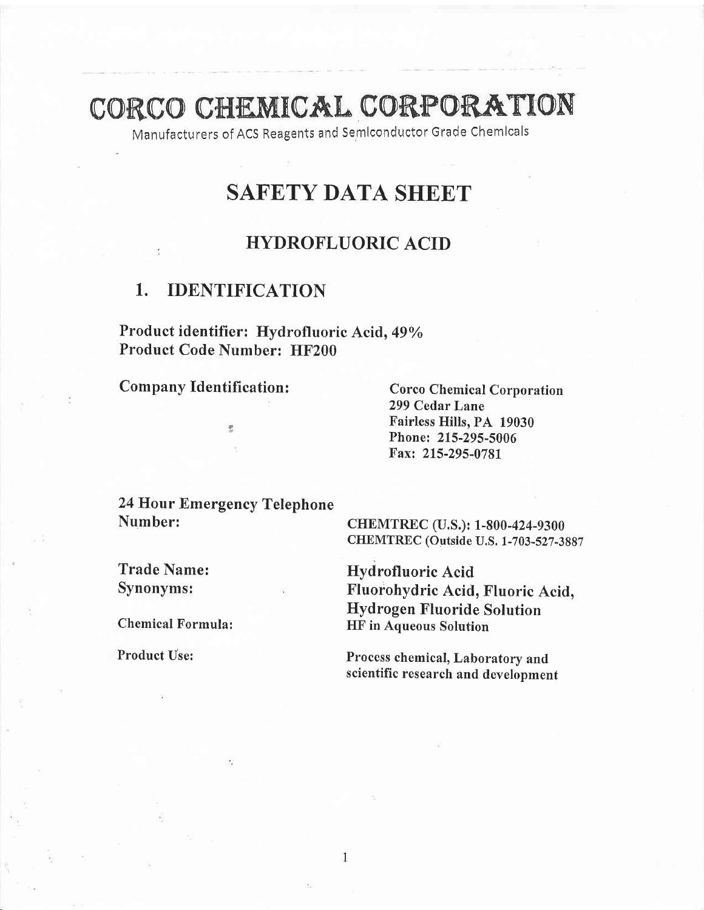# CORCO CHEMICAL CORPORATION

Manufacturers of ACS Reagents and Semiconductor Grade Chemicals

## SAFETY DATA SHEET

## HYDROFLUORIC ACID

## 1. IDENTIFICATION

**Product identifier: Hydrofluoric Acid, 49%**
**Product Code Number: HF200**

**Company Identification:**

Corco Chemical Corporation
299 Cedar Lane
Fairless Hills, PA 19030
Phone: 215-295-5006
Fax: 215-295-0781

**24 Hour Emergency Telephone Number:**

CHEMTREC (U.S.): 1-800-424-9300
CHEMTREC (Outside U.S. 1-703-527-3887

**Trade Name:** Hydrofluoric Acid

**Synonyms:** Fluorohydric Acid, Fluoric Acid, Hydrogen Fluoride Solution

**Chemical Formula:** HF in Aqueous Solution

**Product Use:** Process chemical, Laboratory and scientific research and development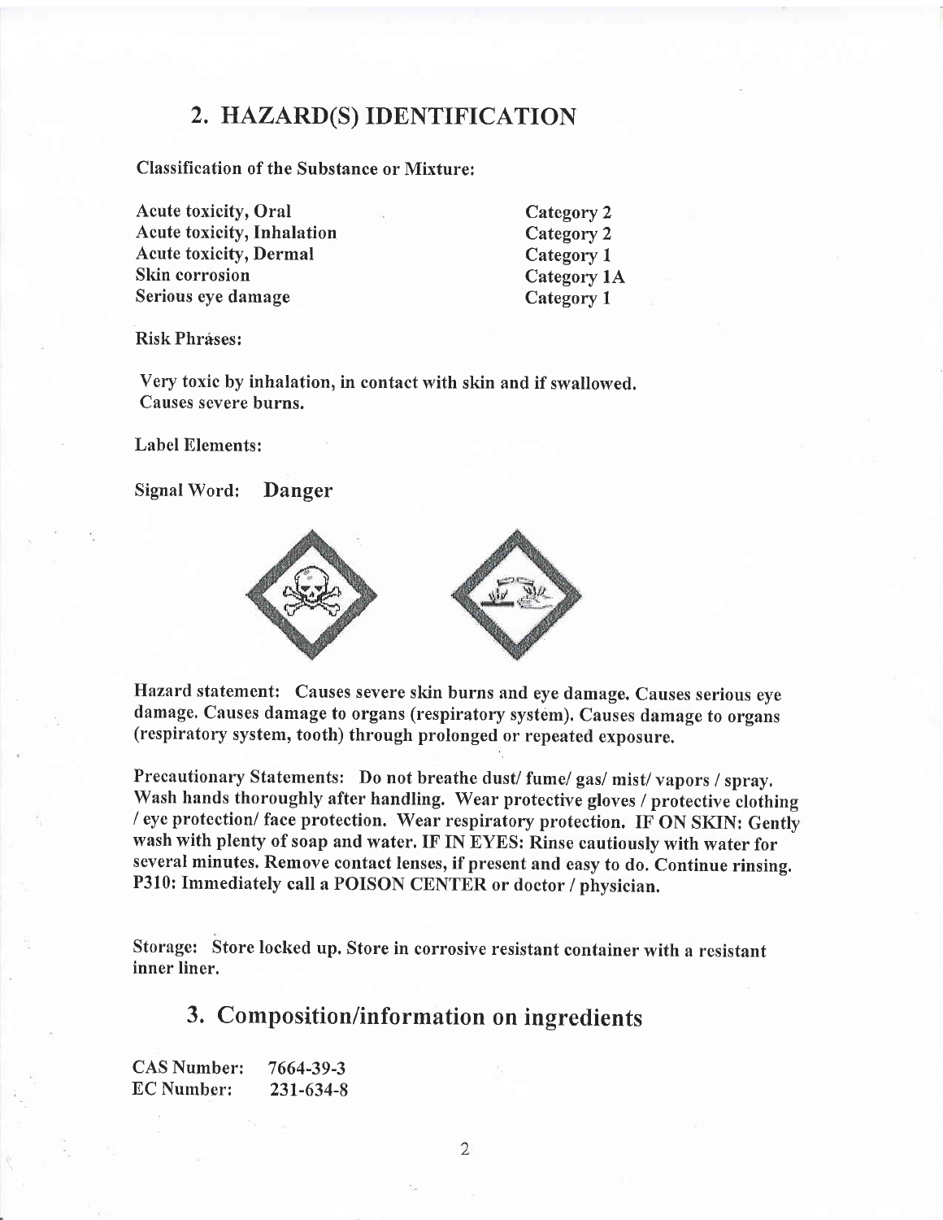## 2. HAZARD(S) IDENTIFICATION

Classification of the Substance or Mixture:

| | |
|---|---|
| Acute toxicity, Oral | Category 2 |
| Acute toxicity, Inhalation | Category 2 |
| Acute toxicity, Dermal | Category 1 |
| Skin corrosion | Category 1A |
| Serious eye damage | Category 1 |

Risk Phrases:

Very toxic by inhalation, in contact with skin and if swallowed.
Causes severe burns.

Label Elements:

Signal Word: **Danger**

Hazard statement: Causes severe skin burns and eye damage. Causes serious eye damage. Causes damage to organs (respiratory system). Causes damage to organs (respiratory system, tooth) through prolonged or repeated exposure.

Precautionary Statements: Do not breathe dust/ fume/ gas/ mist/ vapors / spray. Wash hands thoroughly after handling. Wear protective gloves / protective clothing / eye protection/ face protection. Wear respiratory protection. IF ON SKIN: Gently wash with plenty of soap and water. IF IN EYES: Rinse cautiously with water for several minutes. Remove contact lenses, if present and easy to do. Continue rinsing. P310: Immediately call a POISON CENTER or doctor / physician.

Storage: Store locked up. Store in corrosive resistant container with a resistant inner liner.

## 3. Composition/information on ingredients

CAS Number: 7664-39-3
EC Number: 231-634-8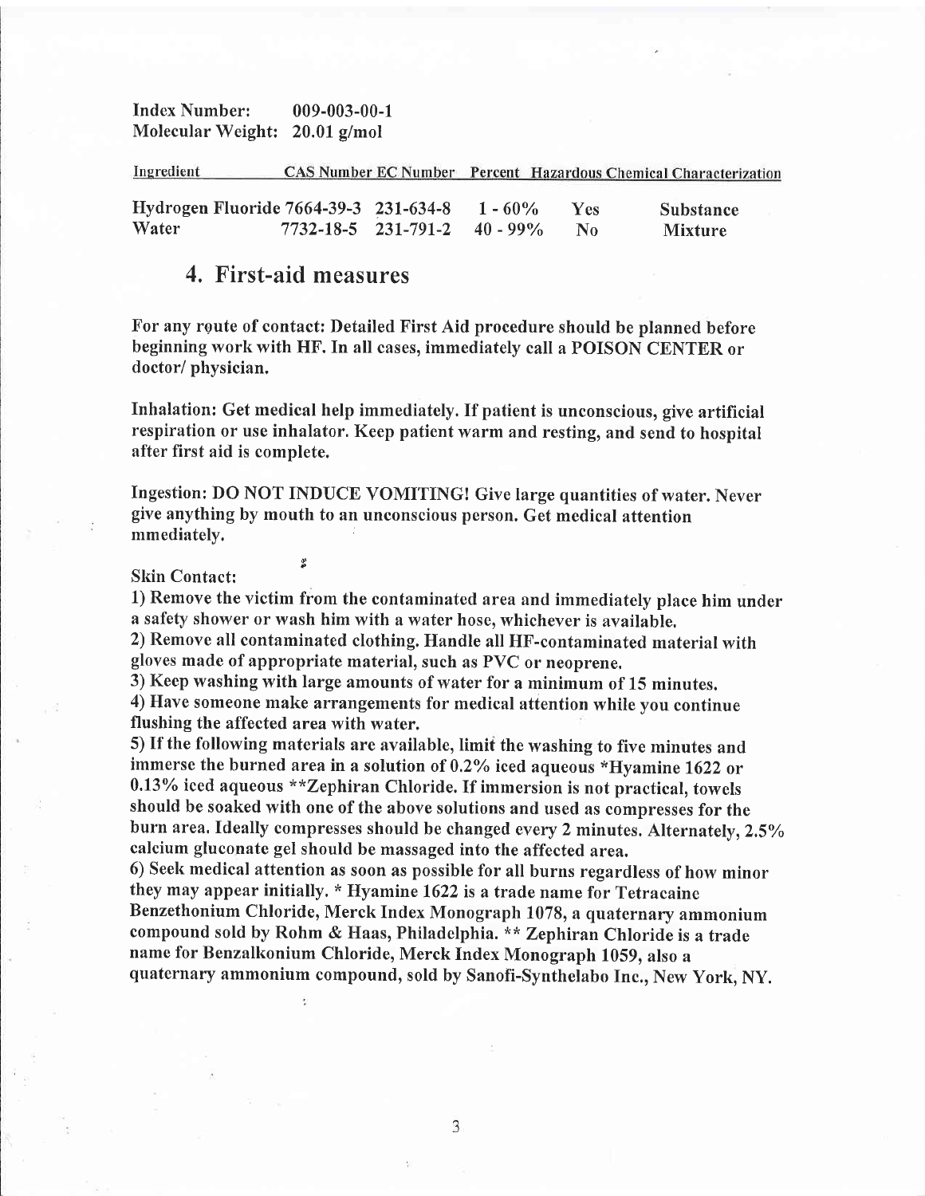**Index Number:** 009-003-00-1
**Molecular Weight:** 20.01 g/mol

| Ingredient | CAS Number | EC Number | Percent | Hazardous Chemical | Characterization |
|---|---|---|---|---|---|
| Hydrogen Fluoride | 7664-39-3 | 231-634-8 | 1 - 60% | Yes | Substance |
| Water | 7732-18-5 | 231-791-2 | 40 - 99% | No | Mixture |

## 4. First-aid measures

**For any route of contact: Detailed First Aid procedure should be planned before beginning work with HF. In all cases, immediately call a POISON CENTER or doctor/ physician.**

**Inhalation: Get medical help immediately. If patient is unconscious, give artificial respiration or use inhalator. Keep patient warm and resting, and send to hospital after first aid is complete.**

**Ingestion: DO NOT INDUCE VOMITING! Give large quantities of water. Never give anything by mouth to an unconscious person. Get medical attention mmediately.**

**Skin Contact:**

**1) Remove the victim from the contaminated area and immediately place him under a safety shower or wash him with a water hose, whichever is available.**

**2) Remove all contaminated clothing. Handle all HF-contaminated material with gloves made of appropriate material, such as PVC or neoprene.**

**3) Keep washing with large amounts of water for a minimum of 15 minutes.**

**4) Have someone make arrangements for medical attention while you continue flushing the affected area with water.**

**5) If the following materials are available, limit the washing to five minutes and immerse the burned area in a solution of 0.2% iced aqueous *Hyamine 1622 or 0.13% iced aqueous **Zephiran Chloride. If immersion is not practical, towels should be soaked with one of the above solutions and used as compresses for the burn area. Ideally compresses should be changed every 2 minutes. Alternately, 2.5% calcium gluconate gel should be massaged into the affected area.**

**6) Seek medical attention as soon as possible for all burns regardless of how minor they may appear initially. * Hyamine 1622 is a trade name for Tetracaine Benzethonium Chloride, Merck Index Monograph 1078, a quaternary ammonium compound sold by Rohm & Haas, Philadelphia. ** Zephiran Chloride is a trade name for Benzalkonium Chloride, Merck Index Monograph 1059, also a quaternary ammonium compound, sold by Sanofi-Synthelabo Inc., New York, NY.**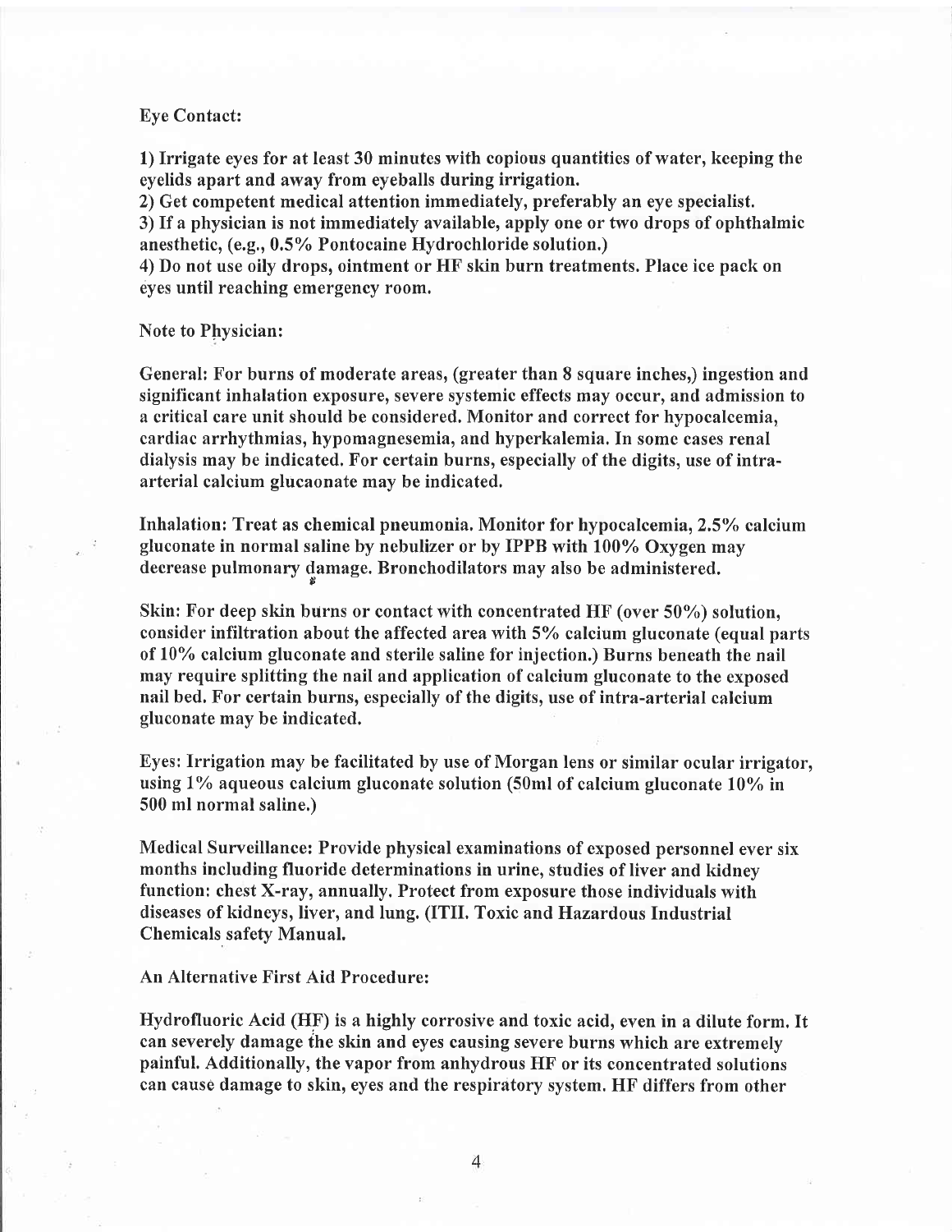Eye Contact:

1) Irrigate eyes for at least 30 minutes with copious quantities of water, keeping the eyelids apart and away from eyeballs during irrigation.
2) Get competent medical attention immediately, preferably an eye specialist.
3) If a physician is not immediately available, apply one or two drops of ophthalmic anesthetic, (e.g., 0.5% Pontocaine Hydrochloride solution.)
4) Do not use oily drops, ointment or HF skin burn treatments. Place ice pack on eyes until reaching emergency room.

Note to Physician:

General: For burns of moderate areas, (greater than 8 square inches,) ingestion and significant inhalation exposure, severe systemic effects may occur, and admission to a critical care unit should be considered. Monitor and correct for hypocalcemia, cardiac arrhythmias, hypomagnesemia, and hyperkalemia. In some cases renal dialysis may be indicated. For certain burns, especially of the digits, use of intra-arterial calcium glucaonate may be indicated.

Inhalation: Treat as chemical pneumonia. Monitor for hypocalcemia, 2.5% calcium gluconate in normal saline by nebulizer or by IPPB with 100% Oxygen may decrease pulmonary damage. Bronchodilators may also be administered.

Skin: For deep skin burns or contact with concentrated HF (over 50%) solution, consider infiltration about the affected area with 5% calcium gluconate (equal parts of 10% calcium gluconate and sterile saline for injection.) Burns beneath the nail may require splitting the nail and application of calcium gluconate to the exposed nail bed. For certain burns, especially of the digits, use of intra-arterial calcium gluconate may be indicated.

Eyes: Irrigation may be facilitated by use of Morgan lens or similar ocular irrigator, using 1% aqueous calcium gluconate solution (50ml of calcium gluconate 10% in 500 ml normal saline.)

Medical Surveillance: Provide physical examinations of exposed personnel ever six months including fluoride determinations in urine, studies of liver and kidney function: chest X-ray, annually. Protect from exposure those individuals with diseases of kidneys, liver, and lung. (ITII. Toxic and Hazardous Industrial Chemicals safety Manual.

An Alternative First Aid Procedure:

Hydrofluoric Acid (HF) is a highly corrosive and toxic acid, even in a dilute form. It can severely damage the skin and eyes causing severe burns which are extremely painful. Additionally, the vapor from anhydrous HF or its concentrated solutions can cause damage to skin, eyes and the respiratory system. HF differs from other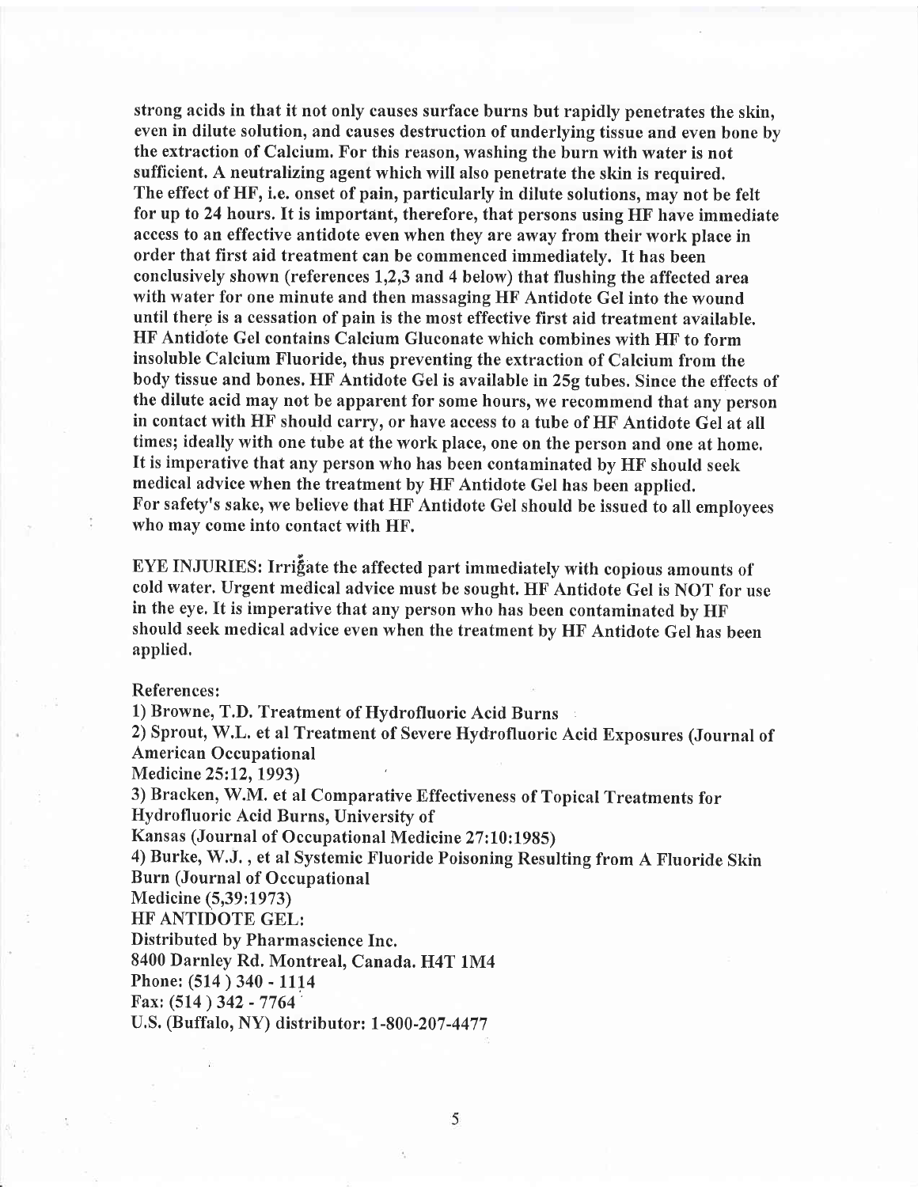strong acids in that it not only causes surface burns but rapidly penetrates the skin, even in dilute solution, and causes destruction of underlying tissue and even bone by the extraction of Calcium. For this reason, washing the burn with water is not sufficient. A neutralizing agent which will also penetrate the skin is required.
The effect of HF, i.e. onset of pain, particularly in dilute solutions, may not be felt for up to 24 hours. It is important, therefore, that persons using HF have immediate access to an effective antidote even when they are away from their work place in order that first aid treatment can be commenced immediately. It has been conclusively shown (references 1,2,3 and 4 below) that flushing the affected area with water for one minute and then massaging HF Antidote Gel into the wound until there is a cessation of pain is the most effective first aid treatment available. HF Antidote Gel contains Calcium Gluconate which combines with HF to form insoluble Calcium Fluoride, thus preventing the extraction of Calcium from the body tissue and bones. HF Antidote Gel is available in 25g tubes. Since the effects of the dilute acid may not be apparent for some hours, we recommend that any person in contact with HF should carry, or have access to a tube of HF Antidote Gel at all times; ideally with one tube at the work place, one on the person and one at home. It is imperative that any person who has been contaminated by HF should seek medical advice when the treatment by HF Antidote Gel has been applied.
For safety's sake, we believe that HF Antidote Gel should be issued to all employees who may come into contact with HF.

EYE INJURIES: Irrigate the affected part immediately with copious amounts of cold water. Urgent medical advice must be sought. HF Antidote Gel is NOT for use in the eye. It is imperative that any person who has been contaminated by HF should seek medical advice even when the treatment by HF Antidote Gel has been applied.

References:
1) Browne, T.D. Treatment of Hydrofluoric Acid Burns
2) Sprout, W.L. et al Treatment of Severe Hydrofluoric Acid Exposures (Journal of American Occupational
Medicine 25:12, 1993)
3) Bracken, W.M. et al Comparative Effectiveness of Topical Treatments for Hydrofluoric Acid Burns, University of
Kansas (Journal of Occupational Medicine 27:10:1985)
4) Burke, W.J. , et al Systemic Fluoride Poisoning Resulting from A Fluoride Skin Burn (Journal of Occupational
Medicine (5,39:1973)
HF ANTIDOTE GEL:
Distributed by Pharmascience Inc.
8400 Darnley Rd. Montreal, Canada. H4T 1M4
Phone: (514 ) 340 - 1114
Fax: (514 ) 342 - 7764
U.S. (Buffalo, NY) distributor: 1-800-207-4477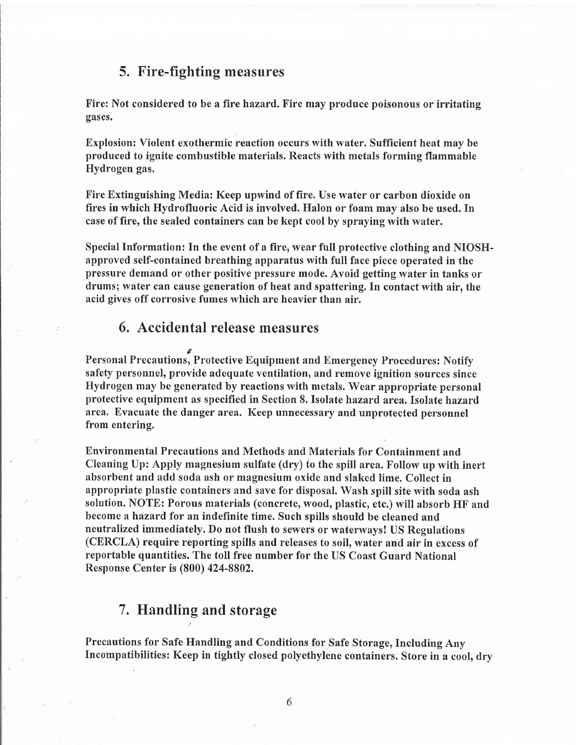## 5. Fire-fighting measures

Fire: Not considered to be a fire hazard. Fire may produce poisonous or irritating gases.

Explosion: Violent exothermic reaction occurs with water. Sufficient heat may be produced to ignite combustible materials. Reacts with metals forming flammable Hydrogen gas.

Fire Extinguishing Media: Keep upwind of fire. Use water or carbon dioxide on fires in which Hydrofluoric Acid is involved. Halon or foam may also be used. In case of fire, the sealed containers can be kept cool by spraying with water.

Special Information: In the event of a fire, wear full protective clothing and NIOSH-approved self-contained breathing apparatus with full face piece operated in the pressure demand or other positive pressure mode. Avoid getting water in tanks or drums; water can cause generation of heat and spattering. In contact with air, the acid gives off corrosive fumes which are heavier than air.

## 6. Accidental release measures

Personal Precautions, Protective Equipment and Emergency Procedures: Notify safety personnel, provide adequate ventilation, and remove ignition sources since Hydrogen may be generated by reactions with metals. Wear appropriate personal protective equipment as specified in Section 8. Isolate hazard area. Isolate hazard area. Evacuate the danger area. Keep unnecessary and unprotected personnel from entering.

Environmental Precautions and Methods and Materials for Containment and Cleaning Up: Apply magnesium sulfate (dry) to the spill area. Follow up with inert absorbent and add soda ash or magnesium oxide and slaked lime. Collect in appropriate plastic containers and save for disposal. Wash spill site with soda ash solution. NOTE: Porous materials (concrete, wood, plastic, etc.) will absorb HF and become a hazard for an indefinite time. Such spills should be cleaned and neutralized immediately. Do not flush to sewers or waterways! US Regulations (CERCLA) require reporting spills and releases to soil, water and air in excess of reportable quantities. The toll free number for the US Coast Guard National Response Center is (800) 424-8802.

## 7. Handling and storage

Precautions for Safe Handling and Conditions for Safe Storage, Including Any Incompatibilities: Keep in tightly closed polyethylene containers. Store in a cool, dry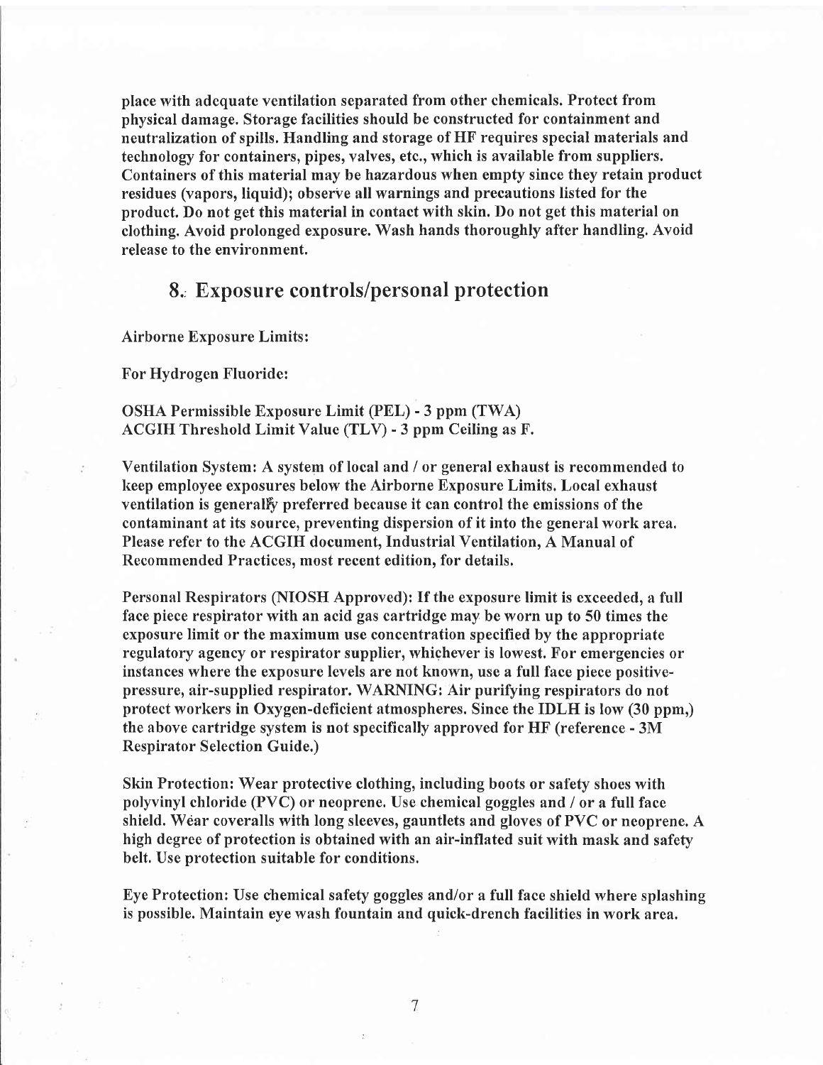place with adequate ventilation separated from other chemicals. Protect from physical damage. Storage facilities should be constructed for containment and neutralization of spills. Handling and storage of HF requires special materials and technology for containers, pipes, valves, etc., which is available from suppliers. Containers of this material may be hazardous when empty since they retain product residues (vapors, liquid); observe all warnings and precautions listed for the product. Do not get this material in contact with skin. Do not get this material on clothing. Avoid prolonged exposure. Wash hands thoroughly after handling. Avoid release to the environment.

## 8. Exposure controls/personal protection

Airborne Exposure Limits:

For Hydrogen Fluoride:

OSHA Permissible Exposure Limit (PEL) - 3 ppm (TWA)
ACGIH Threshold Limit Value (TLV) - 3 ppm Ceiling as F.

Ventilation System: A system of local and / or general exhaust is recommended to keep employee exposures below the Airborne Exposure Limits. Local exhaust ventilation is generally preferred because it can control the emissions of the contaminant at its source, preventing dispersion of it into the general work area. Please refer to the ACGIH document, Industrial Ventilation, A Manual of Recommended Practices, most recent edition, for details.

Personal Respirators (NIOSH Approved): If the exposure limit is exceeded, a full face piece respirator with an acid gas cartridge may be worn up to 50 times the exposure limit or the maximum use concentration specified by the appropriate regulatory agency or respirator supplier, whichever is lowest. For emergencies or instances where the exposure levels are not known, use a full face piece positive-pressure, air-supplied respirator. WARNING: Air purifying respirators do not protect workers in Oxygen-deficient atmospheres. Since the IDLH is low (30 ppm,) the above cartridge system is not specifically approved for HF (reference - 3M Respirator Selection Guide.)

Skin Protection: Wear protective clothing, including boots or safety shoes with polyvinyl chloride (PVC) or neoprene. Use chemical goggles and / or a full face shield. Wear coveralls with long sleeves, gauntlets and gloves of PVC or neoprene. A high degree of protection is obtained with an air-inflated suit with mask and safety belt. Use protection suitable for conditions.

Eye Protection: Use chemical safety goggles and/or a full face shield where splashing is possible. Maintain eye wash fountain and quick-drench facilities in work area.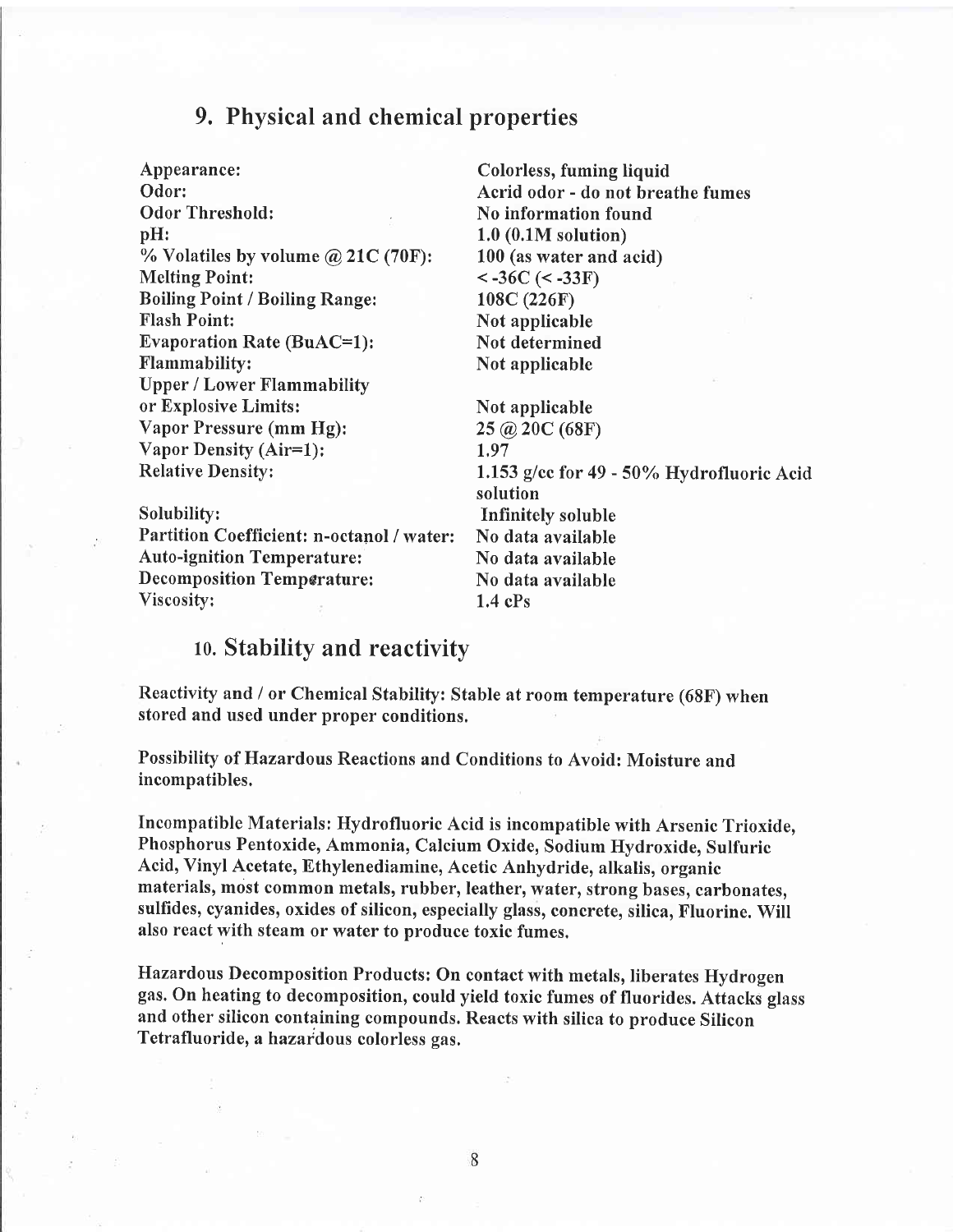## 9. Physical and chemical properties

| | |
|---|---|
| Appearance: | Colorless, fuming liquid |
| Odor: | Acrid odor - do not breathe fumes |
| Odor Threshold: | No information found |
| pH: | 1.0 (0.1M solution) |
| % Volatiles by volume @ 21C (70F): | 100 (as water and acid) |
| Melting Point: | < -36C (< -33F) |
| Boiling Point / Boiling Range: | 108C (226F) |
| Flash Point: | Not applicable |
| Evaporation Rate (BuAC=1): | Not determined |
| Flammability: | Not applicable |
| Upper / Lower Flammability or Explosive Limits: | Not applicable |
| Vapor Pressure (mm Hg): | 25 @ 20C (68F) |
| Vapor Density (Air=1): | 1.97 |
| Relative Density: | 1.153 g/cc for 49 - 50% Hydrofluoric Acid solution |
| Solubility: | Infinitely soluble |
| Partition Coefficient: n-octanol / water: | No data available |
| Auto-ignition Temperature: | No data available |
| Decomposition Temperature: | No data available |
| Viscosity: | 1.4 cPs |

## 10. Stability and reactivity

Reactivity and / or Chemical Stability: Stable at room temperature (68F) when stored and used under proper conditions.

Possibility of Hazardous Reactions and Conditions to Avoid: Moisture and incompatibles.

Incompatible Materials: Hydrofluoric Acid is incompatible with Arsenic Trioxide, Phosphorus Pentoxide, Ammonia, Calcium Oxide, Sodium Hydroxide, Sulfuric Acid, Vinyl Acetate, Ethylenediamine, Acetic Anhydride, alkalis, organic materials, most common metals, rubber, leather, water, strong bases, carbonates, sulfides, cyanides, oxides of silicon, especially glass, concrete, silica, Fluorine. Will also react with steam or water to produce toxic fumes.

Hazardous Decomposition Products: On contact with metals, liberates Hydrogen gas. On heating to decomposition, could yield toxic fumes of fluorides. Attacks glass and other silicon containing compounds. Reacts with silica to produce Silicon Tetrafluoride, a hazardous colorless gas.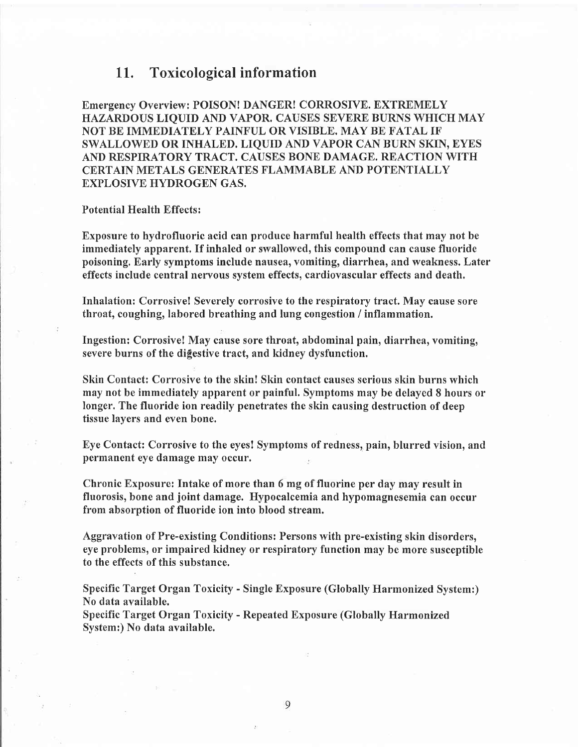## 11. Toxicological information

Emergency Overview: POISON! DANGER! CORROSIVE. EXTREMELY HAZARDOUS LIQUID AND VAPOR. CAUSES SEVERE BURNS WHICH MAY NOT BE IMMEDIATELY PAINFUL OR VISIBLE. MAY BE FATAL IF SWALLOWED OR INHALED. LIQUID AND VAPOR CAN BURN SKIN, EYES AND RESPIRATORY TRACT. CAUSES BONE DAMAGE. REACTION WITH CERTAIN METALS GENERATES FLAMMABLE AND POTENTIALLY EXPLOSIVE HYDROGEN GAS.

Potential Health Effects:

Exposure to hydrofluoric acid can produce harmful health effects that may not be immediately apparent. If inhaled or swallowed, this compound can cause fluoride poisoning. Early symptoms include nausea, vomiting, diarrhea, and weakness. Later effects include central nervous system effects, cardiovascular effects and death.

Inhalation: Corrosive! Severely corrosive to the respiratory tract. May cause sore throat, coughing, labored breathing and lung congestion / inflammation.

Ingestion: Corrosive! May cause sore throat, abdominal pain, diarrhea, vomiting, severe burns of the digestive tract, and kidney dysfunction.

Skin Contact: Corrosive to the skin! Skin contact causes serious skin burns which may not be immediately apparent or painful. Symptoms may be delayed 8 hours or longer. The fluoride ion readily penetrates the skin causing destruction of deep tissue layers and even bone.

Eye Contact: Corrosive to the eyes! Symptoms of redness, pain, blurred vision, and permanent eye damage may occur.

Chronic Exposure: Intake of more than 6 mg of fluorine per day may result in fluorosis, bone and joint damage. Hypocalcemia and hypomagnesemia can occur from absorption of fluoride ion into blood stream.

Aggravation of Pre-existing Conditions: Persons with pre-existing skin disorders, eye problems, or impaired kidney or respiratory function may be more susceptible to the effects of this substance.

Specific Target Organ Toxicity - Single Exposure (Globally Harmonized System:) No data available.

Specific Target Organ Toxicity - Repeated Exposure (Globally Harmonized System:) No data available.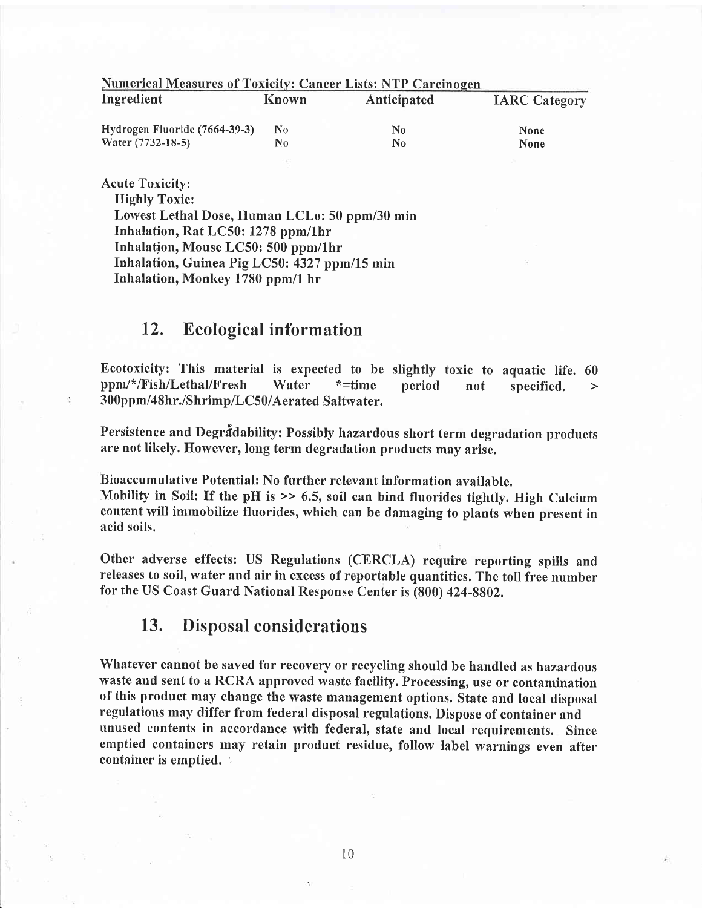Numerical Measures of Toxicity: Cancer Lists: NTP Carcinogen

| Ingredient | Known | Anticipated | IARC Category |
|---|---|---|---|
| Hydrogen Fluoride (7664-39-3) | No | No | None |
| Water (7732-18-5) | No | No | None |

Acute Toxicity:

**Highly Toxic:**
Lowest Lethal Dose, Human LCLo: 50 ppm/30 min
Inhalation, Rat LC50: 1278 ppm/1hr
Inhalation, Mouse LC50: 500 ppm/1hr
Inhalation, Guinea Pig LC50: 4327 ppm/15 min
Inhalation, Monkey 1780 ppm/1 hr

## 12. Ecological information

Ecotoxicity: This material is expected to be slightly toxic to aquatic life. 60 ppm/*/Fish/Lethal/Fresh Water *=time period not specified. > 300ppm/48hr./Shrimp/LC50/Aerated Saltwater.

Persistence and Degradability: Possibly hazardous short term degradation products are not likely. However, long term degradation products may arise.

Bioaccumulative Potential: No further relevant information available.
Mobility in Soil: If the pH is >> 6.5, soil can bind fluorides tightly. High Calcium content will immobilize fluorides, which can be damaging to plants when present in acid soils.

Other adverse effects: US Regulations (CERCLA) require reporting spills and releases to soil, water and air in excess of reportable quantities. The toll free number for the US Coast Guard National Response Center is (800) 424-8802.

## 13. Disposal considerations

Whatever cannot be saved for recovery or recycling should be handled as hazardous waste and sent to a RCRA approved waste facility. Processing, use or contamination of this product may change the waste management options. State and local disposal regulations may differ from federal disposal regulations. Dispose of container and unused contents in accordance with federal, state and local requirements. Since emptied containers may retain product residue, follow label warnings even after container is emptied.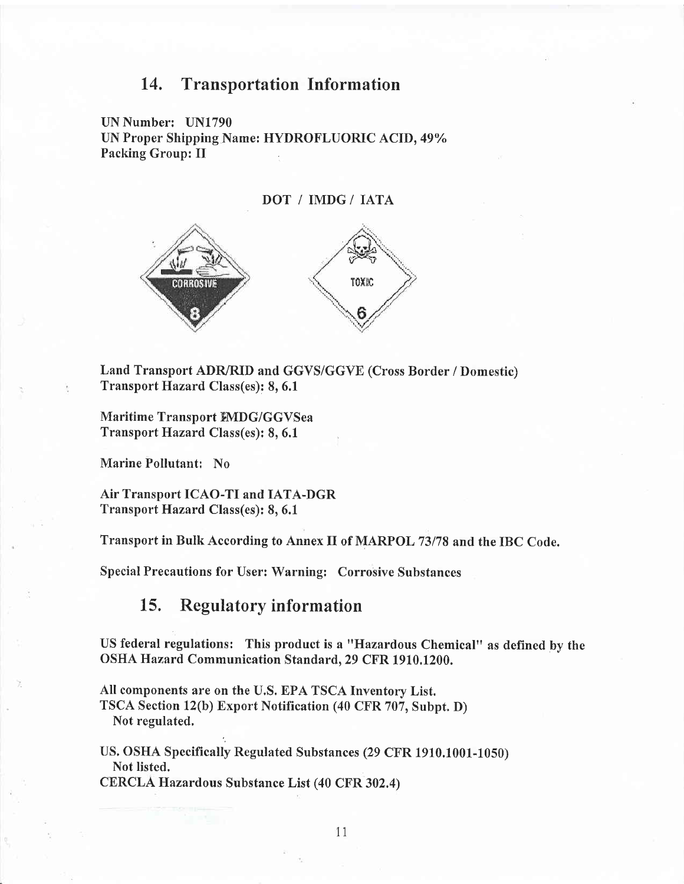## 14. Transportation Information

**UN Number: UN1790**
**UN Proper Shipping Name: HYDROFLUORIC ACID, 49%**
**Packing Group: II**

**DOT / IMDG / IATA**

**Land Transport ADR/RID and GGVS/GGVE (Cross Border / Domestic)**
**Transport Hazard Class(es): 8, 6.1**

**Maritime Transport IMDG/GGVSea**
**Transport Hazard Class(es): 8, 6.1**

**Marine Pollutant: No**

**Air Transport ICAO-TI and IATA-DGR**
**Transport Hazard Class(es): 8, 6.1**

**Transport in Bulk According to Annex II of MARPOL 73/78 and the IBC Code.**

**Special Precautions for User: Warning: Corrosive Substances**

## 15. Regulatory information

**US federal regulations: This product is a "Hazardous Chemical" as defined by the OSHA Hazard Communication Standard, 29 CFR 1910.1200.**

**All components are on the U.S. EPA TSCA Inventory List.**
**TSCA Section 12(b) Export Notification (40 CFR 707, Subpt. D)**
**Not regulated.**

**US. OSHA Specifically Regulated Substances (29 CFR 1910.1001-1050)**
**Not listed.**
**CERCLA Hazardous Substance List (40 CFR 302.4)**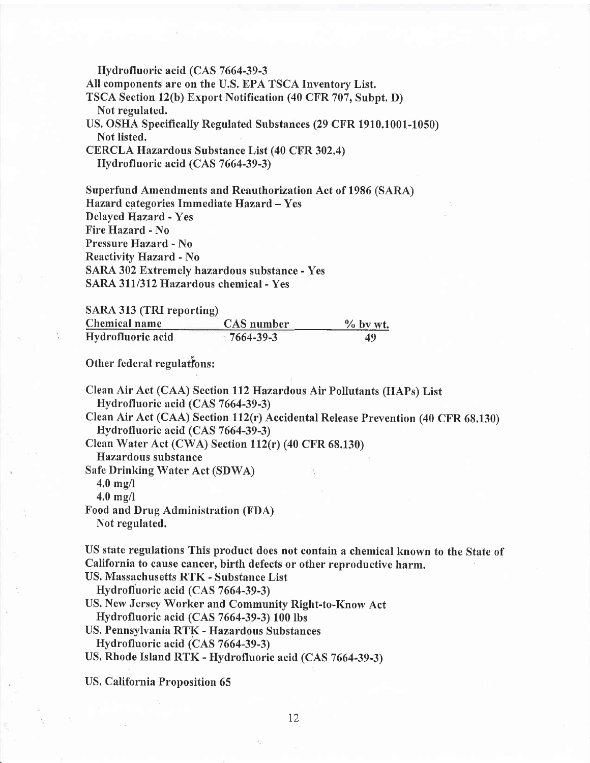Hydrofluoric acid (CAS 7664-39-3

All components are on the U.S. EPA TSCA Inventory List.

TSCA Section 12(b) Export Notification (40 CFR 707, Subpt. D)
Not regulated.

US. OSHA Specifically Regulated Substances (29 CFR 1910.1001-1050)
Not listed.

CERCLA Hazardous Substance List (40 CFR 302.4)
Hydrofluoric acid (CAS 7664-39-3)

Superfund Amendments and Reauthorization Act of 1986 (SARA)
Hazard categories Immediate Hazard – Yes
Delayed Hazard - Yes
Fire Hazard - No
Pressure Hazard - No
Reactivity Hazard - No
SARA 302 Extremely hazardous substance - Yes
SARA 311/312 Hazardous chemical - Yes

SARA 313 (TRI reporting)

| Chemical name | CAS number | % by wt. |
|---|---|---|
| Hydrofluoric acid | 7664-39-3 | 49 |

Other federal regulations:

Clean Air Act (CAA) Section 112 Hazardous Air Pollutants (HAPs) List
Hydrofluoric acid (CAS 7664-39-3)

Clean Air Act (CAA) Section 112(r) Accidental Release Prevention (40 CFR 68.130)
Hydrofluoric acid (CAS 7664-39-3)

Clean Water Act (CWA) Section 112(r) (40 CFR 68.130)
Hazardous substance

Safe Drinking Water Act (SDWA)
4.0 mg/l
4.0 mg/l

Food and Drug Administration (FDA)
Not regulated.

US state regulations This product does not contain a chemical known to the State of California to cause cancer, birth defects or other reproductive harm.

US. Massachusetts RTK - Substance List
Hydrofluoric acid (CAS 7664-39-3)

US. New Jersey Worker and Community Right-to-Know Act
Hydrofluoric acid (CAS 7664-39-3) 100 lbs

US. Pennsylvania RTK - Hazardous Substances
Hydrofluoric acid (CAS 7664-39-3)

US. Rhode Island RTK - Hydrofluoric acid (CAS 7664-39-3)

US. California Proposition 65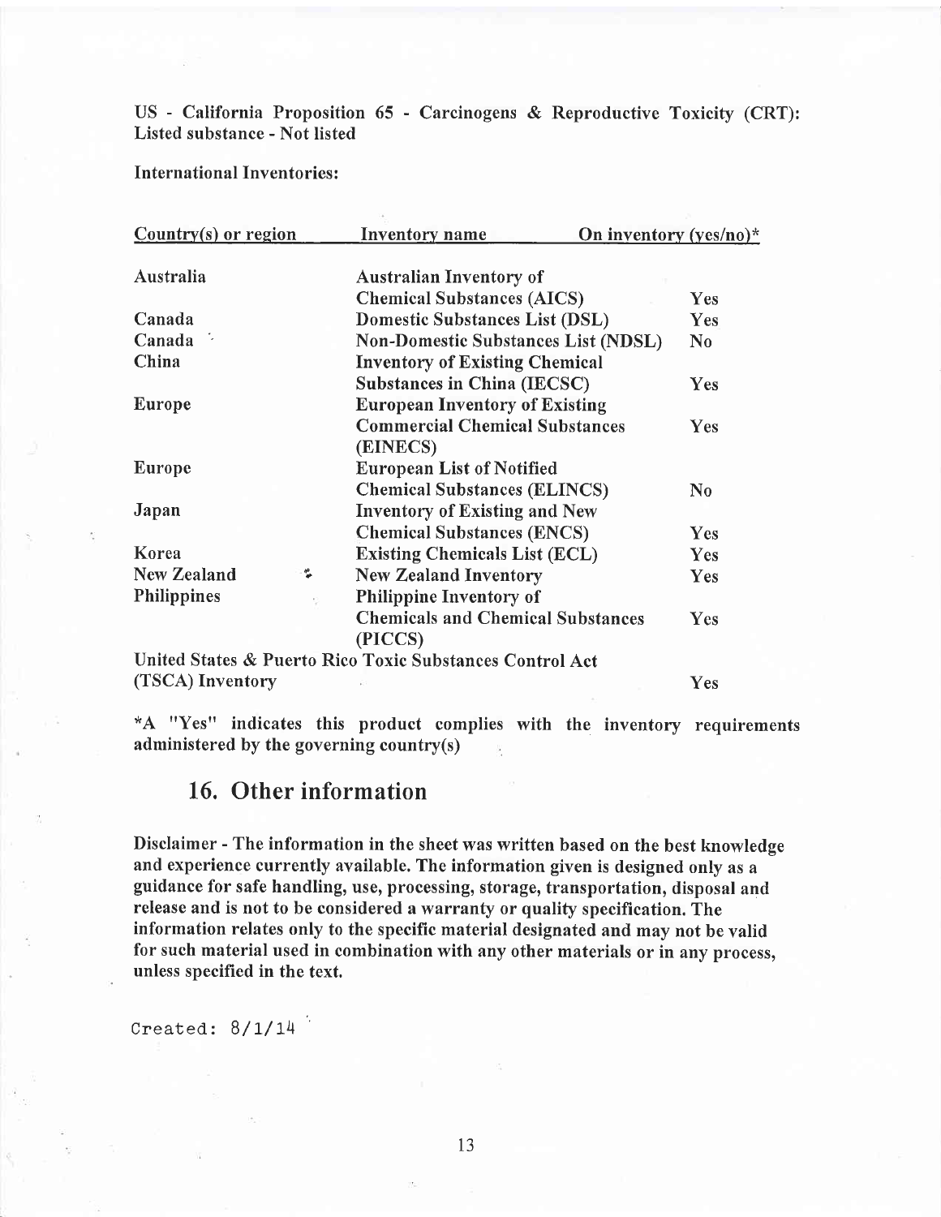**US - California Proposition 65 - Carcinogens & Reproductive Toxicity (CRT): Listed substance - Not listed**

**International Inventories:**

| Country(s) or region | Inventory name | On inventory (yes/no)* |
|---|---|---|
| Australia | Australian Inventory of Chemical Substances (AICS) | Yes |
| Canada | Domestic Substances List (DSL) | Yes |
| Canada | Non-Domestic Substances List (NDSL) | No |
| China | Inventory of Existing Chemical Substances in China (IECSC) | Yes |
| Europe | European Inventory of Existing Commercial Chemical Substances (EINECS) | Yes |
| Europe | European List of Notified Chemical Substances (ELINCS) | No |
| Japan | Inventory of Existing and New Chemical Substances (ENCS) | Yes |
| Korea | Existing Chemicals List (ECL) | Yes |
| New Zealand | New Zealand Inventory | Yes |
| Philippines | Philippine Inventory of Chemicals and Chemical Substances (PICCS) | Yes |
| United States & Puerto Rico | Toxic Substances Control Act (TSCA) Inventory | Yes |

**\*A "Yes" indicates this product complies with the inventory requirements administered by the governing country(s)**

## 16. Other information

**Disclaimer - The information in the sheet was written based on the best knowledge and experience currently available. The information given is designed only as a guidance for safe handling, use, processing, storage, transportation, disposal and release and is not to be considered a warranty or quality specification. The information relates only to the specific material designated and may not be valid for such material used in combination with any other materials or in any process, unless specified in the text.**

Created: 8/1/14